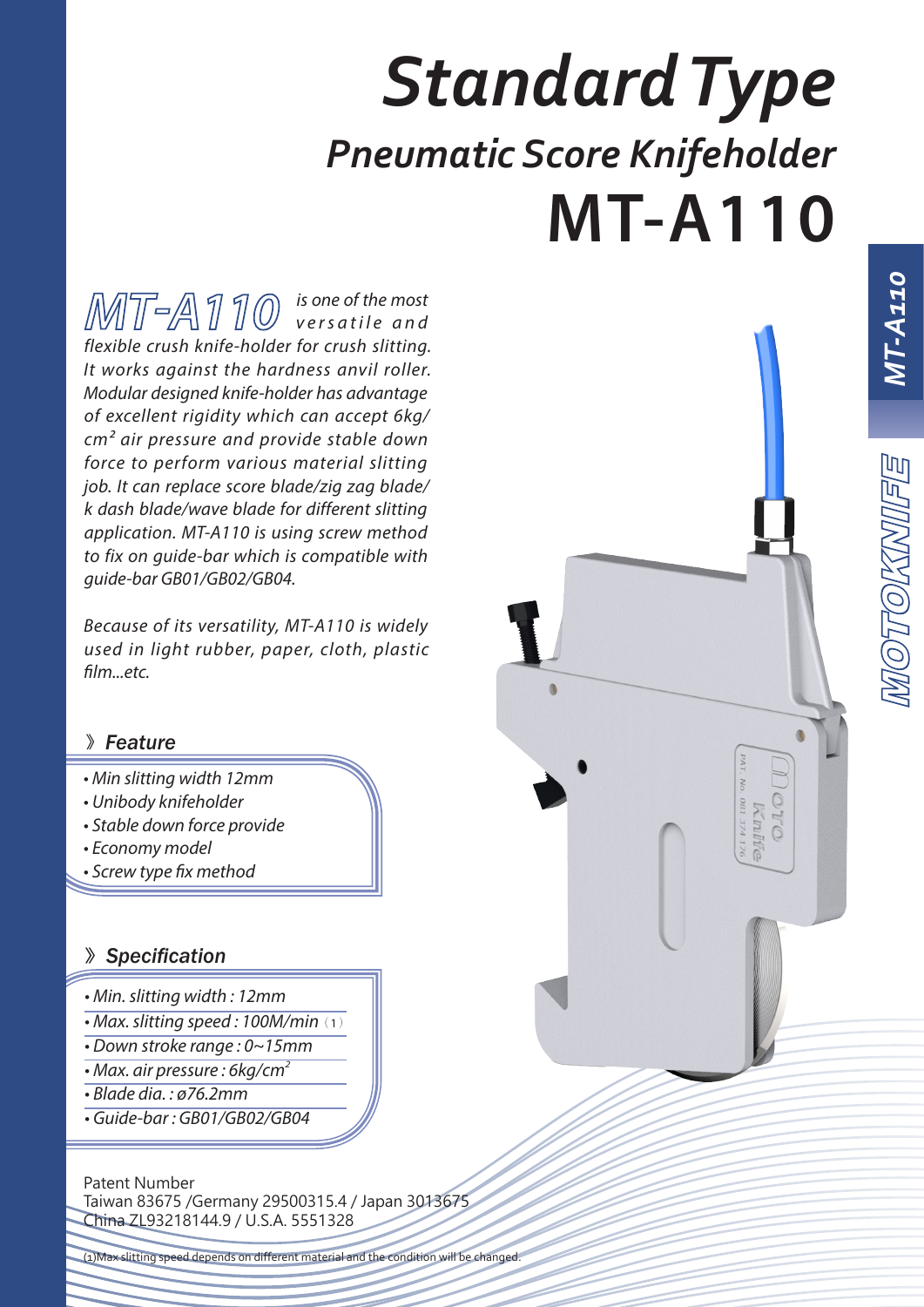# *Standard Type*

## *Pneumatic Score Knifeholder*

# MT-A110

*MT-A110 is one of the most versatile and flexible crush knife-holder for crush slitting. It works against the hardness anvil roller. Modular designed knife-holder has advantage of excellent rigidity which can accept 6kg/cm² air pressure and provide stable down force to perform various material slitting job. It can replace score blade/zig zag blade/k dash blade/wave blade for different slitting application. MT-A110 is using screw method to fix on guide-bar which is compatible with guide-bar GB01/GB02/GB04.*

*Because of its versatility, MT-A110 is widely used in light rubber, paper, cloth, plastic film...etc.*

### 》 *Feature*

- *Min slitting width 12mm*
- *Unibody knifeholder*
- *Stable down force provide*
- *Economy model*
- *Screw type fix method*

### 》 *Specification*

- *Min. slitting width : 12mm*
- *Max. slitting speed : 100M/min* (1)
- *Down stroke range : 0~15mm*
- *Max. air pressure : 6kg/cm²*
- *Blade dia. : ø76.2mm*
- *Guide-bar : GB01/GB02/GB04*

Patent Number
Taiwan 83675 /Germany 29500315.4 / Japan 3013675
China ZL93218144.9 / U.S.A. 5551328

(1)Max slitting speed depends on different material and the condition will be changed.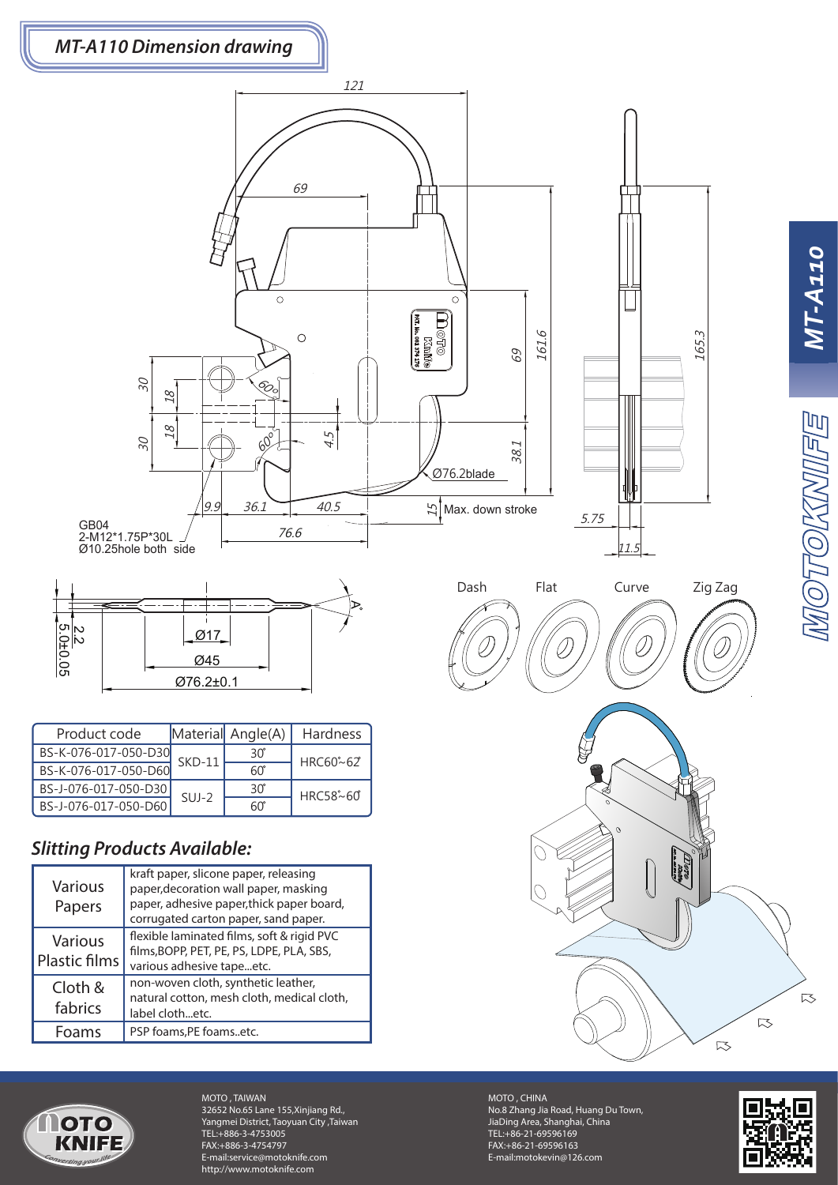## MT-A110 Dimension drawing

121

69

69

161.6

165.3

30

18

18

30

60°

60°

4.5

38.1

Ø76.2blade

9.9

36.1

40.5

15 Max. down stroke

76.6

5.75

11.5

GB04
2-M12*1.75P*30L
Ø10.25hole both side

2.2

5.0±0.05

Ø17

Ø45

Ø76.2±0.1

A°

Dash Flat Curve Zig Zag

| Product code | Material | Angle(A) | Hardness |
|---|---|---|---|
| BS-K-076-017-050-D30 | SKD-11 | 30° | HRC60°~62° |
| BS-K-076-017-050-D60 | | 60° | |
| BS-J-076-017-050-D30 | SUJ-2 | 30° | HRC58°~60° |
| BS-J-076-017-050-D60 | | 60° | |

### Slitting Products Available:

| | |
|---|---|
| Various Papers | kraft paper, slicone paper, releasing paper,decoration wall paper, masking paper, adhesive paper,thick paper board, corrugated carton paper, sand paper. |
| Various Plastic films | flexible laminated films, soft & rigid PVC films,BOPP, PET, PE, PS, LDPE, PLA, SBS, various adhesive tape...etc. |
| Cloth & fabrics | non-woven cloth, synthetic leather, natural cotton, mesh cloth, medical cloth, label cloth...etc. |
| Foams | PSP foams,PE foams..etc. |

MT-A110

MOTOKNIFE

MOTO, TAIWAN
32652 No.65 Lane 155,Xinjiang Rd.,
Yangmei District, Taoyuan City ,Taiwan
TEL:+886-3-4753005
FAX:+886-3-4754797
E-mail:service@motoknife.com
http://www.motoknife.com

MOTO, CHINA
No.8 Zhang Jia Road, Huang Du Town,
JiaDing Area, Shanghai, China
TEL:+86-21-69596169
FAX:+86-21-69596163
E-mail:motokevin@126.com